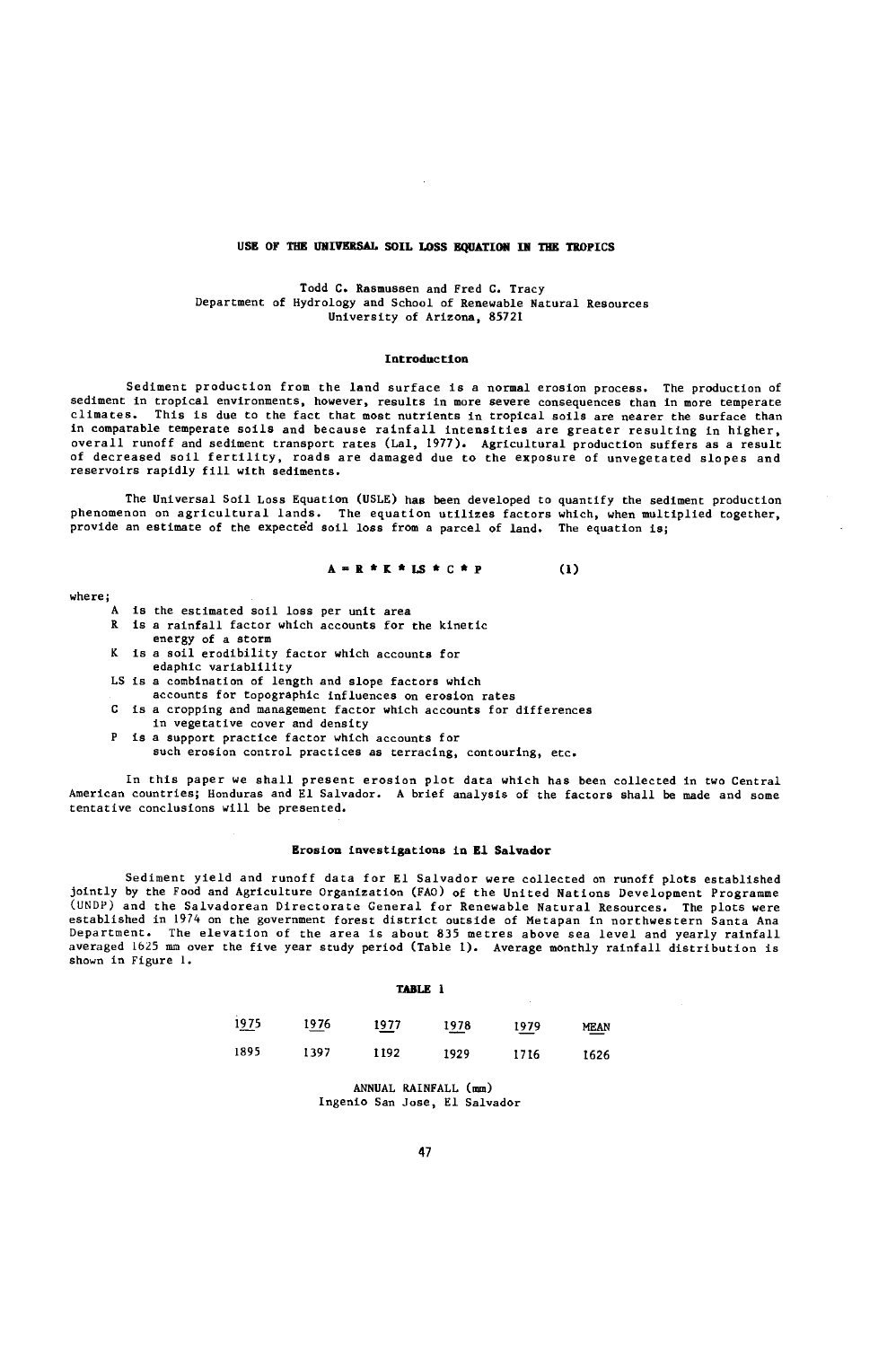# USE OF THE UNIVERSAL SOIL LOSS EQUATION IN THE TROPICS

Todd C. Rasmussen and Fred C. Tracy
Department of Hydrology and School of Renewable Natural Resources
University of Arizona, 85721

## Introduction

Sediment production from the land surface is a normal erosion process. The production of sediment in tropical environments, however, results in more severe consequences than in more temperate climates. This is due to the fact that most nutrients in tropical soils are nearer the surface than in comparable temperate soils and because rainfall intensities are greater resulting in higher, overall runoff and sediment transport rates (Lal, 1977). Agricultural production suffers as a result of decreased soil fertility, roads are damaged due to the exposure of unvegetated slopes and reservoirs rapidly fill with sediments.

The Universal Soil Loss Equation (USLE) has been developed to quantify the sediment production phenomenon on agricultural lands. The equation utilizes factors which, when multiplied together, provide an estimate of the expected soil loss from a parcel of land. The equation is;

$$A = R * K * LS * C * P \qquad (1)$$

where;

- A is the estimated soil loss per unit area
- R is a rainfall factor which accounts for the kinetic energy of a storm
- K is a soil erodibility factor which accounts for edaphic variability
- LS is a combination of length and slope factors which accounts for topographic influences on erosion rates
- C is a cropping and management factor which accounts for differences in vegetative cover and density
- P is a support practice factor which accounts for such erosion control practices as terracing, contouring, etc.

In this paper we shall present erosion plot data which has been collected in two Central American countries; Honduras and El Salvador. A brief analysis of the factors shall be made and some tentative conclusions will be presented.

## Erosion investigations in El Salvador

Sediment yield and runoff data for El Salvador were collected on runoff plots established jointly by the Food and Agriculture Organization (FAO) of the United Nations Development Programme (UNDP) and the Salvadorean Directorate General for Renewable Natural Resources. The plots were established in 1974 on the government forest district outside of Metapan in northwestern Santa Ana Department. The elevation of the area is about 835 metres above sea level and yearly rainfall averaged 1625 mm over the five year study period (Table 1). Average monthly rainfall distribution is shown in Figure 1.

**TABLE 1**

| 1975 | 1976 | 1977 | 1978 | 1979 | MEAN |
|---|---|---|---|---|---|
| 1895 | 1397 | 1192 | 1929 | 1716 | 1626 |

ANNUAL RAINFALL (mm)
Ingenio San Jose, El Salvador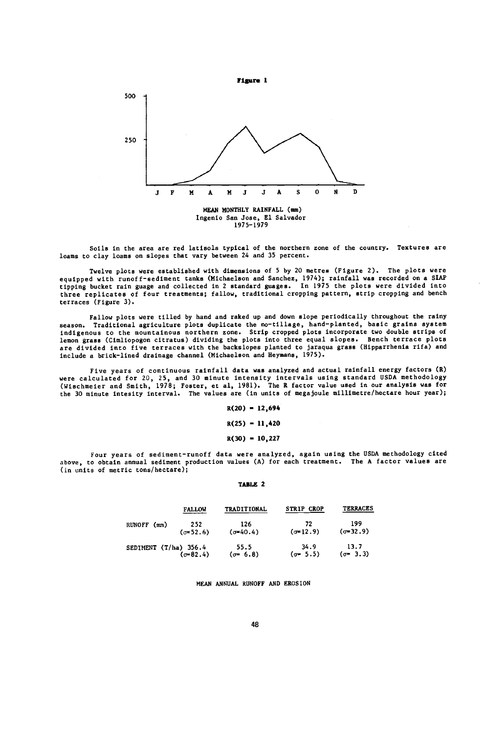**Figure 1**

MEAN MONTHLY RAINFALL (mm)
Ingenio San Jose, El Salvador
1975-1979

Soils in the area are red latisols typical of the northern zone of the country. Textures are loams to clay loams on slopes that vary between 24 and 35 percent.

Twelve plots were established with dimensions of 5 by 20 metres (Figure 2). The plots were equipped with runoff-sediment tanks (Michaelson and Sanchez, 1974); rainfall was recorded on a SIAP tipping bucket rain guage and collected in 2 standard guages. In 1975 the plots were divided into three replicates of four treatments; fallow, traditional cropping pattern, strip cropping and bench terraces (Figure 3).

Fallow plots were tilled by hand and raked up and down slope periodically throughout the rainy season. Traditional agriculture plots duplicate the no-tillage, hand-planted, basic grains system indigenous to the mountainous northern zone. Strip cropped plots incorporate two double strips of lemon grass (Cimliopogon citratus) dividing the plots into three equal slopes. Bench terrace plots are divided into five terraces with the backslopes planted to jaraqua grass (Hipparrhenia rifa) and include a brick-lined drainage channel (Michaelson and Heymans, 1975).

Five years of continuous rainfall data was analyzed and actual rainfall energy factors (R) were calculated for 20, 25, and 30 minute intensity intervals using standard USDA methodology (Wischmeier and Smith, 1978; Foster, et al, 1981). The R factor value used in our analysis was for the 30 minute intesity interval. The values are (in units of megajoule millimetre/hectare hour year);

$$R(20) = 12{,}694$$

$$R(25) = 11{,}420$$

$$R(30) = 10{,}227$$

Four years of sediment-runoff data were analyzed, again using the USDA methodology cited above, to obtain annual sediment production values (A) for each treatment. The A factor values are (in units of metric tons/hectare);

**TABLE 2**

| | FALLOW | TRADITIONAL | STRIP CROP | TERRACES |
|---|---|---|---|---|
| RUNOFF (mm) | 252 ($\sigma$=52.6) | 126 ($\sigma$=40.4) | 72 ($\sigma$=12.9) | 199 ($\sigma$=32.9) |
| SEDIMENT (T/ha) | 356.4 ($\sigma$=82.4) | 55.5 ($\sigma$= 6.8) | 34.9 ($\sigma$= 5.5) | 13.7 ($\sigma$= 3.3) |

MEAN ANNUAL RUNOFF AND EROSION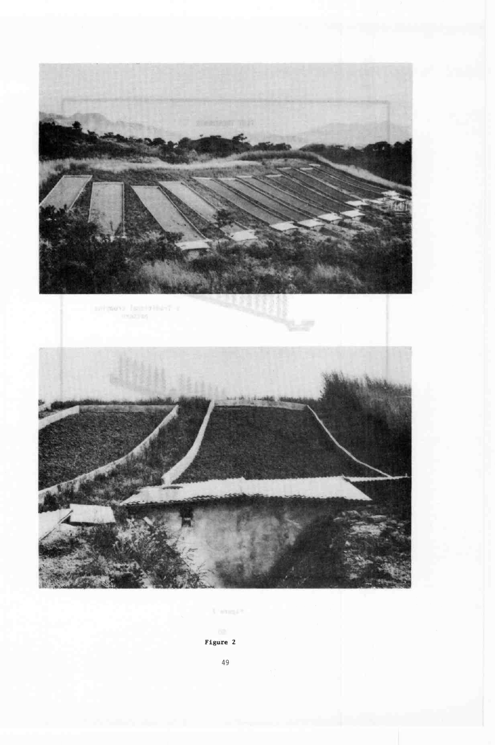Figure 2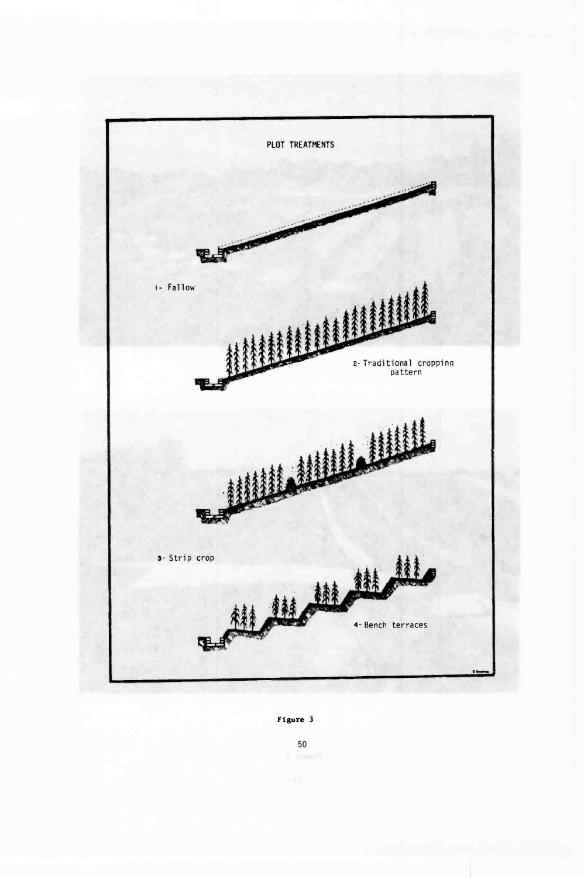PLOT TREATMENTS

1- Fallow

2- Traditional cropping pattern

3- Strip crop

4- Bench terraces

Figure 3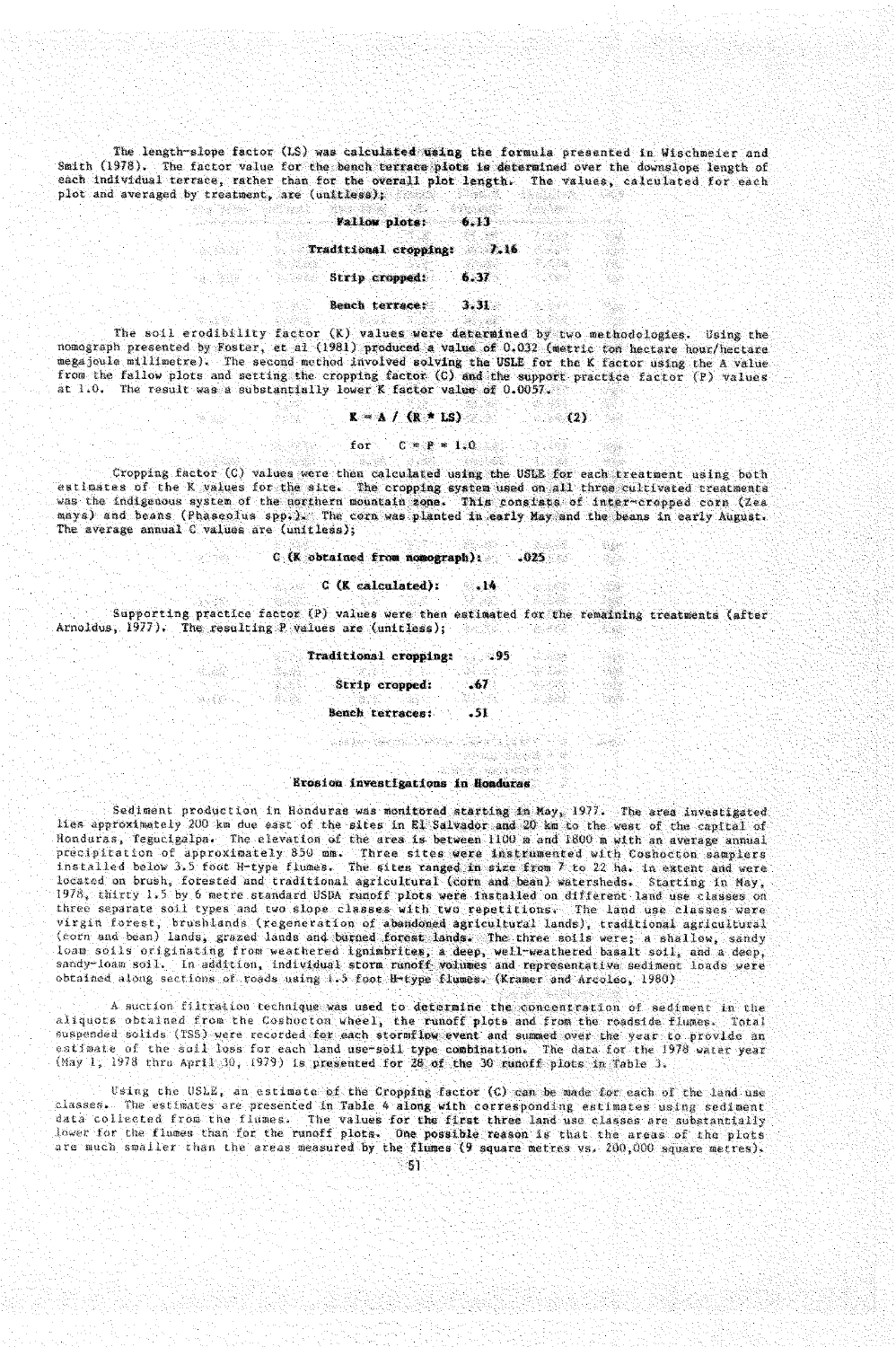The length-slope factor (LS) was calculated using the formula presented in Wischmeier and Smith (1978). The factor value for the bench terrace plots is determined over the downslope length of each individual terrace, rather than for the overall plot length. The values, calculated for each plot and averaged by treatment, are (unitless);

**Fallow plots: 6.13**

**Traditional cropping: 7.16**

**Strip cropped: 6.37**

**Bench terrace: 3.31**

The soil erodibility factor (K) values were determined by two methodologies. Using the nomograph presented by Foster, et al (1981) produced a value of 0.032 (metric ton hectare hour/hectare megajoule millimetre). The second method involved solving the USLE for the K factor using the A value from the fallow plots and setting the cropping factor (C) and the support practice factor (P) values at 1.0. The result was a substantially lower K factor value of 0.0057.

$$K = A / (R * LS) \qquad (2)$$

$$\text{for} \quad C = P = 1.0$$

Cropping factor (C) values were then calculated using the USLE for each treatment using both estimates of the K values for the site. The cropping system used on all three cultivated treatments was the indigenous system of the northern mountain zone. This consists of inter-cropped corn (*Zea mays*) and beans (*Phaseolus spp.*). The corn was planted in early May and the beans in early August. The average annual C values are (unitless);

**C (K obtained from nomograph): .025**

**C (K calculated): .14**

Supporting practice factor (P) values were then estimated for the remaining treatments (after Arnoldus, 1977). The resulting P values are (unitless);

**Traditional cropping: .95**

**Strip cropped: .67**

**Bench terraces: .51**

## Erosion investigations in Honduras

Sediment production in Honduras was monitored starting in May, 1977. The area investigated lies approximately 200 km due east of the sites in El Salvador and 20 km to the west of the capital of Honduras, Tegucigalpa. The elevation of the area is between 1100 m and 1800 m with an average annual precipitation of approximately 850 mm. Three sites were instrumented with Coshocton samplers installed below 3.5 foot H-type flumes. The sites ranged in size from 7 to 22 ha. in extent and were located on brush, forested and traditional agricultural (corn and bean) watersheds. Starting in May, 1978, thirty 1.5 by 6 metre standard USDA runoff plots were installed on different land use classes on three separate soil types and two slope classes with two repetitions. The land use classes were virgin forest, brushlands (regeneration of abandoned agricultural lands), traditional agricultural (corn and bean) lands, grazed lands and burned forest lands. The three soils were; a shallow, sandy loam soils originating from weathered ignimbrites, a deep, well-weathered basalt soil, and a deep, sandy-loam soil. In addition, individual storm runoff volumes and representative sediment loads were obtained along sections of roads using 1.5 foot H-type flumes. (Kramer and Arcoleo, 1980)

A suction filtration technique was used to determine the concentration of sediment in the aliquots obtained from the Coshocton wheel, the runoff plots and from the roadside flumes. Total suspended solids (TSS) were recorded for each stormflow event and summed over the year to provide an estimate of the soil loss for each land use-soil type combination. The data for the 1978 water year (May 1, 1978 thru April 30, 1979) is presented for 28 of the 30 runoff plots in Table 3.

Using the USLE, an estimate of the Cropping factor (C) can be made for each of the land use classes. The estimates are presented in Table 4 along with corresponding estimates using sediment data collected from the flumes. The values for the first three land use classes are substantially lower for the flumes than for the runoff plots. One possible reason is that the areas of the plots are much smaller than the areas measured by the flumes (9 square metres vs. 200,000 square metres).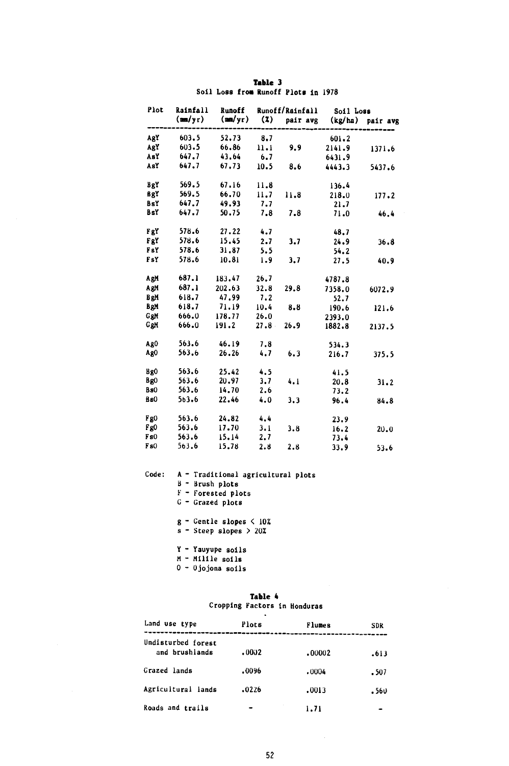**Table 3**
Soil Loss from Runoff Plots in 1978

| Plot | Rainfall (mm/yr) | Runoff (mm/yr) | Runoff/Rainfall (%) | pair avg | Soil Loss (kg/ha) | pair avg |
|---|---|---|---|---|---|---|
| AgY | 603.5 | 52.73 | 8.7 | | 601.2 | |
| AgY | 603.5 | 66.86 | 11.1 | 9.9 | 2141.9 | 1371.6 |
| AsY | 647.7 | 43.64 | 6.7 | | 6431.9 | |
| AsY | 647.7 | 67.73 | 10.5 | 8.6 | 4443.3 | 5437.6 |
| BgY | 569.5 | 67.16 | 11.8 | | 136.4 | |
| BgY | 569.5 | 66.70 | 11.7 | 11.8 | 218.0 | 177.2 |
| BsY | 647.7 | 49.93 | 7.7 | | 21.7 | |
| BsY | 647.7 | 50.75 | 7.8 | 7.8 | 71.0 | 46.4 |
| FgY | 578.6 | 27.22 | 4.7 | | 48.7 | |
| FgY | 578.6 | 15.45 | 2.7 | 3.7 | 24.9 | 36.8 |
| FsY | 578.6 | 31.87 | 5.5 | | 54.2 | |
| FsY | 578.6 | 10.81 | 1.9 | 3.7 | 27.5 | 40.9 |
| AgM | 687.1 | 183.47 | 26.7 | | 4787.8 | |
| AgM | 687.1 | 202.63 | 32.8 | 29.8 | 7358.0 | 6072.9 |
| BgM | 618.7 | 47.99 | 7.2 | | 52.7 | |
| BgM | 618.7 | 71.19 | 10.4 | 8.8 | 190.6 | 121.6 |
| GgM | 666.0 | 178.77 | 26.0 | | 2393.0 | |
| GgM | 666.0 | 191.2 | 27.8 | 26.9 | 1882.8 | 2137.5 |
| AgO | 563.6 | 46.19 | 7.8 | | 534.3 | |
| AgO | 563.6 | 26.26 | 4.7 | 6.3 | 216.7 | 375.5 |
| BgO | 563.6 | 25.42 | 4.5 | | 41.5 | |
| BgO | 563.6 | 20.97 | 3.7 | 4.1 | 20.8 | 31.2 |
| BsO | 563.6 | 14.70 | 2.6 | | 73.2 | |
| BsO | 563.6 | 22.46 | 4.0 | 3.3 | 96.4 | 84.8 |
| FgO | 563.6 | 24.82 | 4.4 | | 23.9 | |
| FgO | 563.6 | 17.70 | 3.1 | 3.8 | 16.2 | 20.0 |
| FsO | 563.6 | 15.14 | 2.7 | | 73.4 | |
| FsO | 563.6 | 15.78 | 2.8 | 2.8 | 33.9 | 53.6 |

Code:
- A - Traditional agricultural plots
- B - Brush plots
- F - Forested plots
- G - Grazed plots

- g - Gentle slopes < 10%
- s - Steep slopes > 20%

- Y - Yauyupe soils
- M - Milile soils
- O - Ojojona soils

**Table 4**
Cropping Factors in Honduras

| Land use type | Plots | Flumes | SDR |
|---|---|---|---|
| Undisturbed forest and brushlands | .0002 | .00002 | .613 |
| Grazed lands | .0096 | .0004 | .507 |
| Agricultural lands | .0226 | .0013 | .560 |
| Roads and trails | - | 1.71 | - |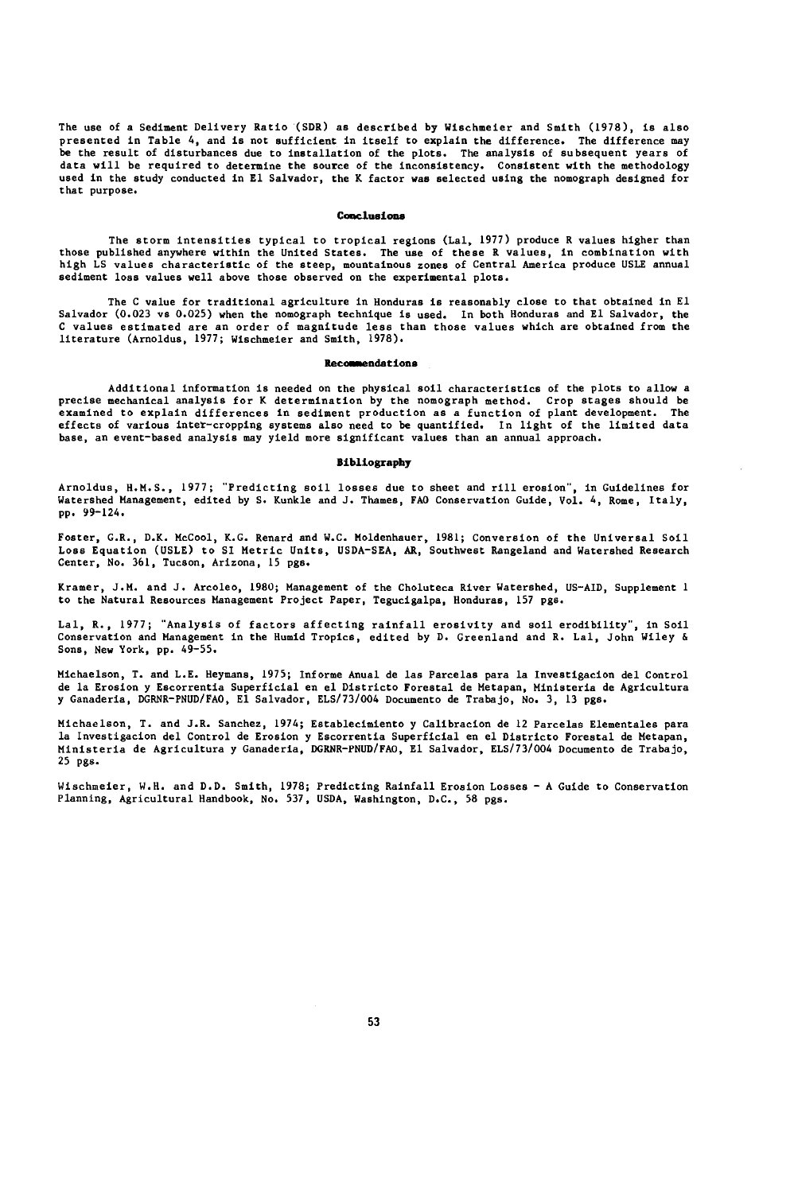The use of a Sediment Delivery Ratio (SDR) as described by Wischmeier and Smith (1978), is also presented in Table 4, and is not sufficient in itself to explain the difference. The difference may be the result of disturbances due to installation of the plots. The analysis of subsequent years of data will be required to determine the source of the inconsistency. Consistent with the methodology used in the study conducted in El Salvador, the K factor was selected using the nomograph designed for that purpose.

## Conclusions

The storm intensities typical to tropical regions (Lal, 1977) produce R values higher than those published anywhere within the United States. The use of these R values, in combination with high LS values characteristic of the steep, mountainous zones of Central America produce USLE annual sediment loss values well above those observed on the experimental plots.

The C value for traditional agriculture in Honduras is reasonably close to that obtained in El Salvador (0.023 vs 0.025) when the nomograph technique is used. In both Honduras and El Salvador, the C values estimated are an order of magnitude less than those values which are obtained from the literature (Arnoldus, 1977; Wischmeier and Smith, 1978).

## Recommendations

Additional information is needed on the physical soil characteristics of the plots to allow a precise mechanical analysis for K determination by the nomograph method. Crop stages should be examined to explain differences in sediment production as a function of plant development. The effects of various inter-cropping systems also need to be quantified. In light of the limited data base, an event-based analysis may yield more significant values than an annual approach.

## Bibliography

Arnoldus, H.M.S., 1977; "Predicting soil losses due to sheet and rill erosion", in Guidelines for Watershed Management, edited by S. Kunkle and J. Thames, FAO Conservation Guide, Vol. 4, Rome, Italy, pp. 99-124.

Foster, G.R., D.K. McCool, K.G. Renard and W.C. Moldenhauer, 1981; Conversion of the Universal Soil Loss Equation (USLE) to SI Metric Units, USDA-SEA, AR, Southwest Rangeland and Watershed Research Center, No. 361, Tucson, Arizona, 15 pgs.

Kramer, J.M. and J. Arcoleo, 1980; Management of the Choluteca River Watershed, US-AID, Supplement 1 to the Natural Resources Management Project Paper, Tegucigalpa, Honduras, 157 pgs.

Lal, R., 1977; "Analysis of factors affecting rainfall erosivity and soil erodibility", in Soil Conservation and Management in the Humid Tropics, edited by D. Greenland and R. Lal, John Wiley & Sons, New York, pp. 49-55.

Michaelson, T. and L.E. Heymans, 1975; Informe Anual de las Parcelas para la Investigacion del Control de la Erosion y Escorrentia Superficial en el Districto Forestal de Metapan, Ministeria de Agricultura y Ganaderia, DGRNR-PNUD/FAO, El Salvador, ELS/73/004 Documento de Trabajo, No. 3, 13 pgs.

Michaelson, T. and J.R. Sanchez, 1974; Establecimiento y Calibracion de 12 Parcelas Elementales para la Investigacion del Control de Erosion y Escorrentia Superficial en el Districto Forestal de Metapan, Ministeria de Agricultura y Ganaderia, DGRNR-PNUD/FAO, El Salvador, ELS/73/004 Documento de Trabajo, 25 pgs.

Wischmeier, W.H. and D.D. Smith, 1978; Predicting Rainfall Erosion Losses - A Guide to Conservation Planning, Agricultural Handbook, No. 537, USDA, Washington, D.C., 58 pgs.